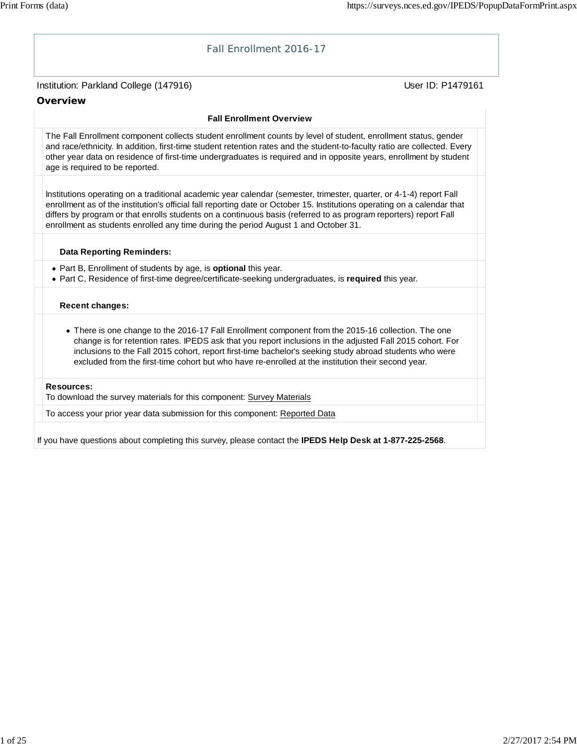# Fall Enrollment 2016-17

Institution: Parkland College (147916) User ID: P1479161

## Overview

**Fall Enrollment Overview**

The Fall Enrollment component collects student enrollment counts by level of student, enrollment status, gender and race/ethnicity. In addition, first-time student retention rates and the student-to-faculty ratio are collected. Every other year data on residence of first-time undergraduates is required and in opposite years, enrollment by student age is required to be reported.

Institutions operating on a traditional academic year calendar (semester, trimester, quarter, or 4-1-4) report Fall enrollment as of the institution's official fall reporting date or October 15. Institutions operating on a calendar that differs by program or that enrolls students on a continuous basis (referred to as program reporters) report Fall enrollment as students enrolled any time during the period August 1 and October 31.

**Data Reporting Reminders:**

- Part B, Enrollment of students by age, is **optional** this year.
- Part C, Residence of first-time degree/certificate-seeking undergraduates, is **required** this year.

**Recent changes:**

- There is one change to the 2016-17 Fall Enrollment component from the 2015-16 collection. The one change is for retention rates. IPEDS ask that you report inclusions in the adjusted Fall 2015 cohort. For inclusions to the Fall 2015 cohort, report first-time bachelor's seeking study abroad students who were excluded from the first-time cohort but who have re-enrolled at the institution their second year.

**Resources:**
To download the survey materials for this component: Survey Materials

To access your prior year data submission for this component: Reported Data

If you have questions about completing this survey, please contact the **IPEDS Help Desk at 1-877-225-2568**.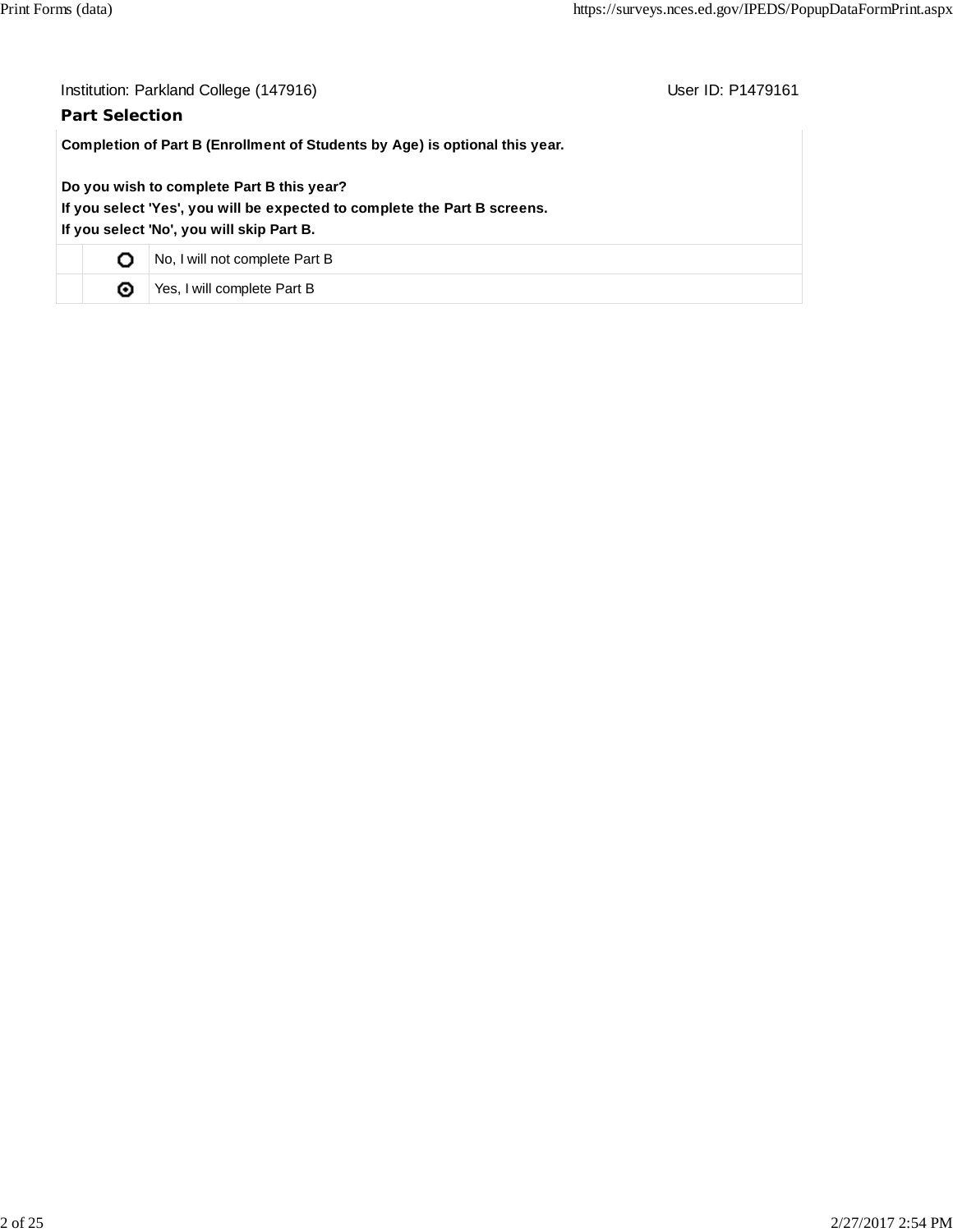Institution: Parkland College (147916) User ID: P1479161

## Part Selection

**Completion of Part B (Enrollment of Students by Age) is optional this year.**

**Do you wish to complete Part B this year?**
**If you select 'Yes', you will be expected to complete the Part B screens.**
**If you select 'No', you will skip Part B.**

| | | |
|---|---|---|
| | ○ | No, I will not complete Part B |
| | ◉ | Yes, I will complete Part B |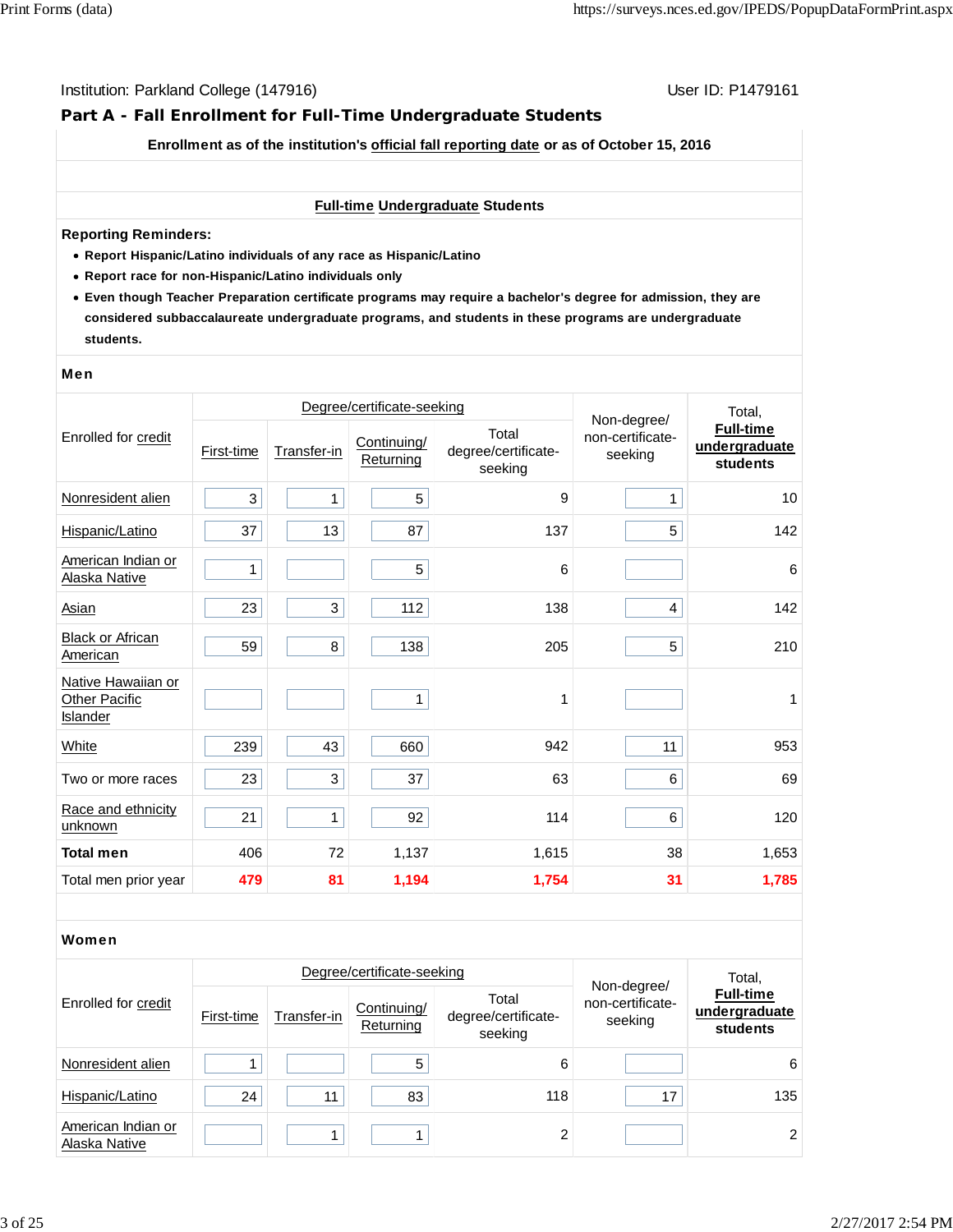Institution: Parkland College (147916)

User ID: P1479161

## Part A - Fall Enrollment for Full-Time Undergraduate Students

**Enrollment as of the institution's official fall reporting date or as of October 15, 2016**

**Full-time Undergraduate Students**

**Reporting Reminders:**

- **Report Hispanic/Latino individuals of any race as Hispanic/Latino**
- **Report race for non-Hispanic/Latino individuals only**
- **Even though Teacher Preparation certificate programs may require a bachelor's degree for admission, they are considered subbaccalaureate undergraduate programs, and students in these programs are undergraduate students.**

### Men

| Enrolled for credit | Degree/certificate-seeking | | | | Non-degree/ non-certificate-seeking | Total, Full-time undergraduate students |
|---|---|---|---|---|---|---|
| | First-time | Transfer-in | Continuing/ Returning | Total degree/certificate-seeking | | |
| Nonresident alien | 3 | 1 | 5 | 9 | 1 | 10 |
| Hispanic/Latino | 37 | 13 | 87 | 137 | 5 | 142 |
| American Indian or Alaska Native | 1 | | 5 | 6 | | 6 |
| Asian | 23 | 3 | 112 | 138 | 4 | 142 |
| Black or African American | 59 | 8 | 138 | 205 | 5 | 210 |
| Native Hawaiian or Other Pacific Islander | | | 1 | 1 | | 1 |
| White | 239 | 43 | 660 | 942 | 11 | 953 |
| Two or more races | 23 | 3 | 37 | 63 | 6 | 69 |
| Race and ethnicity unknown | 21 | 1 | 92 | 114 | 6 | 120 |
| **Total men** | 406 | 72 | 1,137 | 1,615 | 38 | 1,653 |
| Total men prior year | 479 | 81 | 1,194 | 1,754 | 31 | 1,785 |

### Women

| Enrolled for credit | Degree/certificate-seeking | | | | Non-degree/ non-certificate-seeking | Total, Full-time undergraduate students |
|---|---|---|---|---|---|---|
| | First-time | Transfer-in | Continuing/ Returning | Total degree/certificate-seeking | | |
| Nonresident alien | 1 | | 5 | 6 | | 6 |
| Hispanic/Latino | 24 | 11 | 83 | 118 | 17 | 135 |
| American Indian or Alaska Native | | 1 | 1 | 2 | | 2 |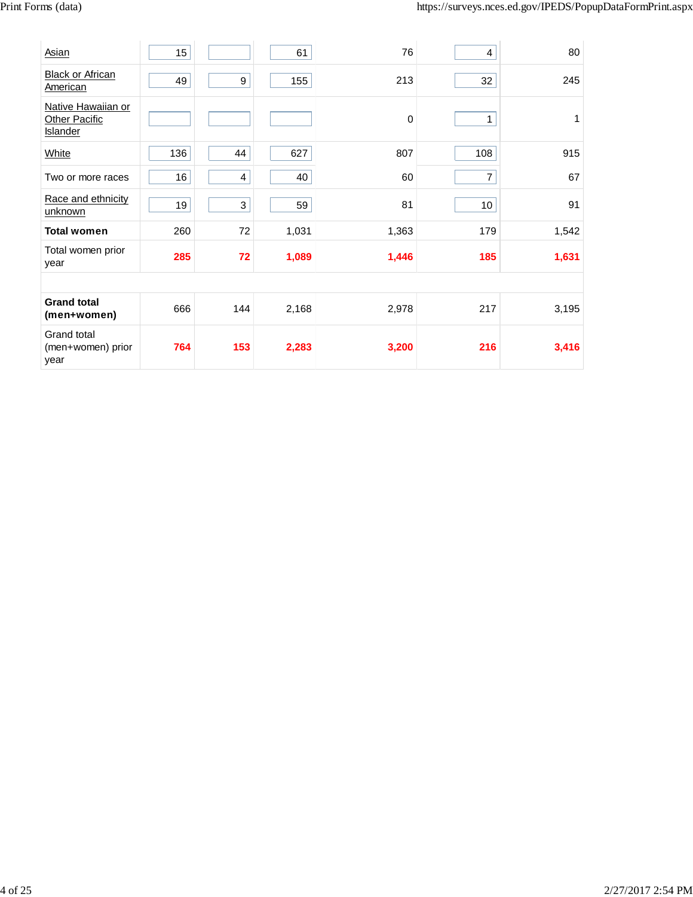| | | | | | | |
|---|---|---|---|---|---|---|
| Asian | 15 | | 61 | 76 | 4 | 80 |
| Black or African American | 49 | 9 | 155 | 213 | 32 | 245 |
| Native Hawaiian or Other Pacific Islander | | | | 0 | 1 | 1 |
| White | 136 | 44 | 627 | 807 | 108 | 915 |
| Two or more races | 16 | 4 | 40 | 60 | 7 | 67 |
| Race and ethnicity unknown | 19 | 3 | 59 | 81 | 10 | 91 |
| **Total women** | 260 | 72 | 1,031 | 1,363 | 179 | 1,542 |
| Total women prior year | **285** | **72** | **1,089** | **1,446** | **185** | **1,631** |
| | | | | | | |
| **Grand total (men+women)** | 666 | 144 | 2,168 | 2,978 | 217 | 3,195 |
| Grand total (men+women) prior year | **764** | **153** | **2,283** | **3,200** | **216** | **3,416** |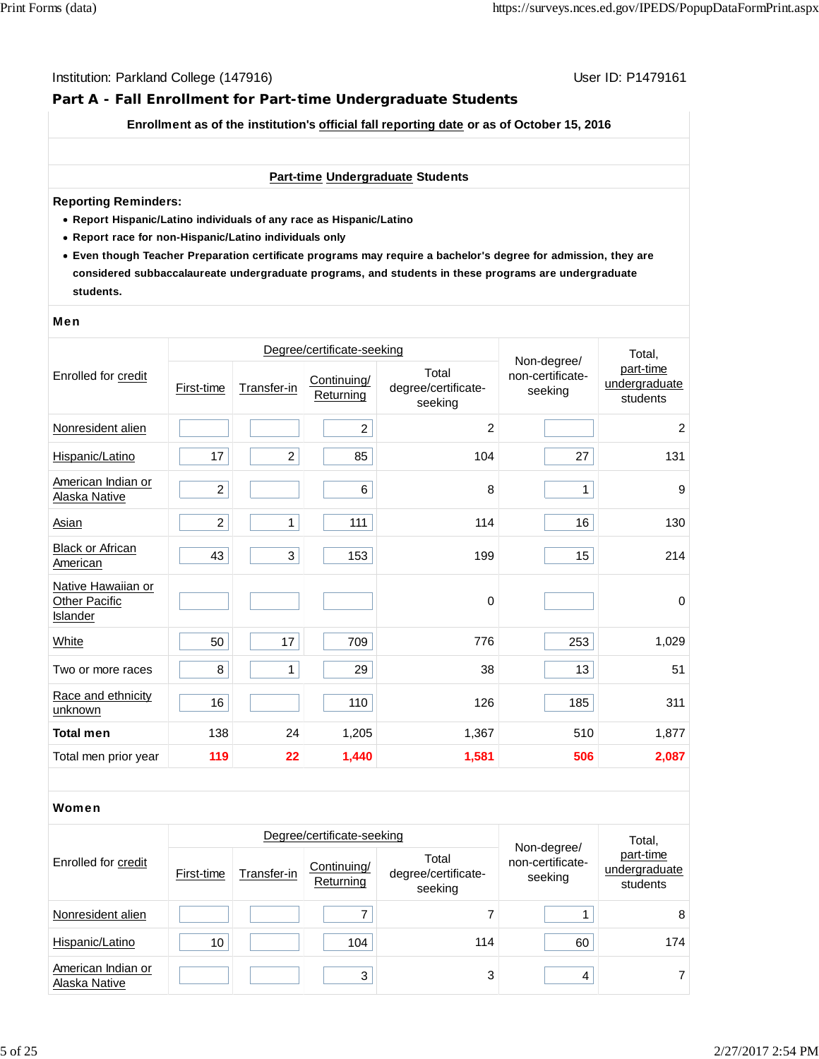Institution: Parkland College (147916) User ID: P1479161

## Part A - Fall Enrollment for Part-time Undergraduate Students

**Enrollment as of the institution's official fall reporting date or as of October 15, 2016**

**Part-time Undergraduate Students**

**Reporting Reminders:**

- **Report Hispanic/Latino individuals of any race as Hispanic/Latino**
- **Report race for non-Hispanic/Latino individuals only**
- **Even though Teacher Preparation certificate programs may require a bachelor's degree for admission, they are considered subbaccalaureate undergraduate programs, and students in these programs are undergraduate students.**

### Men

| Enrolled for credit | Degree/certificate-seeking | | | | Non-degree/ non-certificate-seeking | Total, part-time undergraduate students |
|---|---|---|---|---|---|---|
| | First-time | Transfer-in | Continuing/ Returning | Total degree/certificate-seeking | | |
| Nonresident alien | | | 2 | 2 | | 2 |
| Hispanic/Latino | 17 | 2 | 85 | 104 | 27 | 131 |
| American Indian or Alaska Native | 2 | | 6 | 8 | 1 | 9 |
| Asian | 2 | 1 | 111 | 114 | 16 | 130 |
| Black or African American | 43 | 3 | 153 | 199 | 15 | 214 |
| Native Hawaiian or Other Pacific Islander | | | | 0 | | 0 |
| White | 50 | 17 | 709 | 776 | 253 | 1,029 |
| Two or more races | 8 | 1 | 29 | 38 | 13 | 51 |
| Race and ethnicity unknown | 16 | | 110 | 126 | 185 | 311 |
| **Total men** | 138 | 24 | 1,205 | 1,367 | 510 | 1,877 |
| Total men prior year | 119 | 22 | 1,440 | 1,581 | 506 | 2,087 |

### Women

| Enrolled for credit | Degree/certificate-seeking | | | | Non-degree/ non-certificate-seeking | Total, part-time undergraduate students |
|---|---|---|---|---|---|---|
| | First-time | Transfer-in | Continuing/ Returning | Total degree/certificate-seeking | | |
| Nonresident alien | | | 7 | 7 | 1 | 8 |
| Hispanic/Latino | 10 | | 104 | 114 | 60 | 174 |
| American Indian or Alaska Native | | | 3 | 3 | 4 | 7 |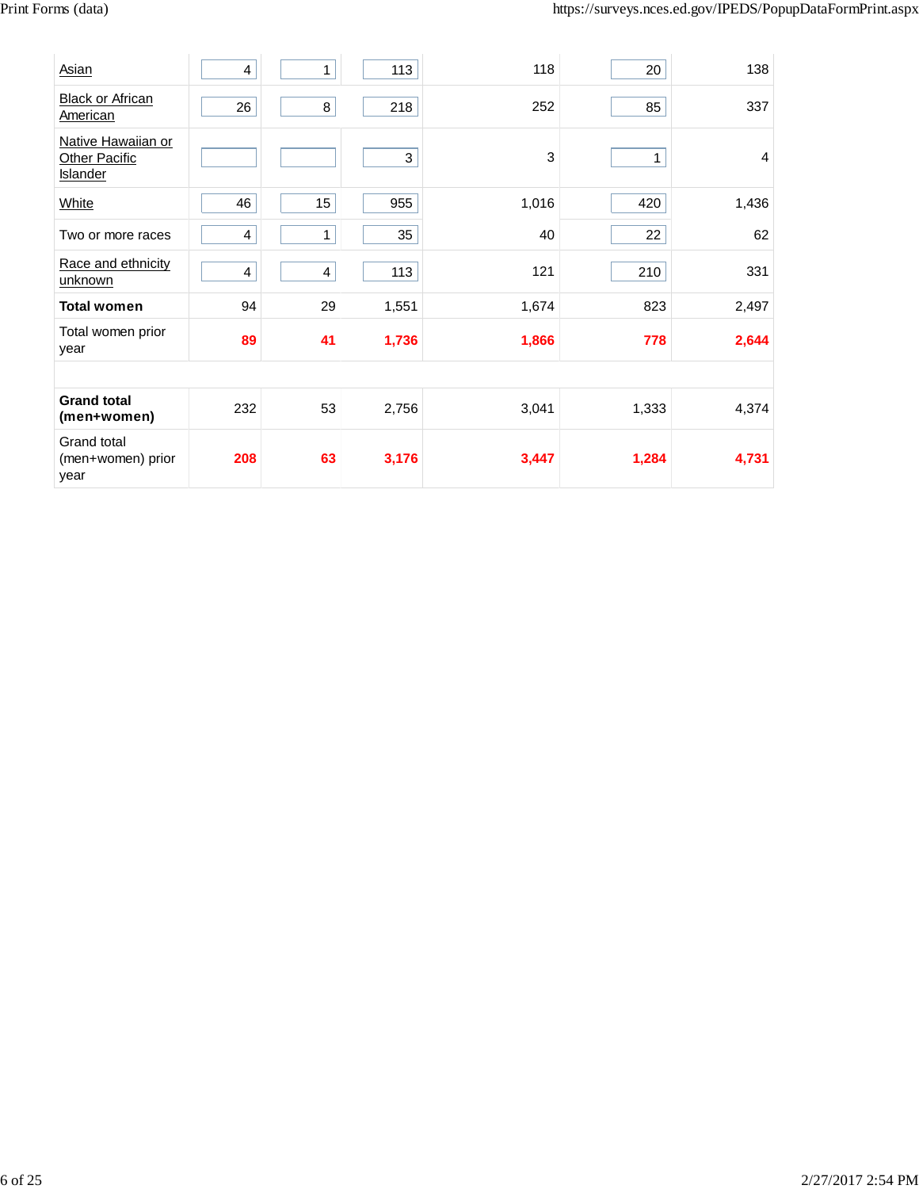| | | | | | | |
|---|---|---|---|---|---|---|
| Asian | 4 | 1 | 113 | 118 | 20 | 138 |
| Black or African American | 26 | 8 | 218 | 252 | 85 | 337 |
| Native Hawaiian or Other Pacific Islander | | | 3 | 3 | 1 | 4 |
| White | 46 | 15 | 955 | 1,016 | 420 | 1,436 |
| Two or more races | 4 | 1 | 35 | 40 | 22 | 62 |
| Race and ethnicity unknown | 4 | 4 | 113 | 121 | 210 | 331 |
| **Total women** | 94 | 29 | 1,551 | 1,674 | 823 | 2,497 |
| Total women prior year | **89** | **41** | **1,736** | **1,866** | **778** | **2,644** |
| | | | | | | |
| **Grand total (men+women)** | 232 | 53 | 2,756 | 3,041 | 1,333 | 4,374 |
| Grand total (men+women) prior year | **208** | **63** | **3,176** | **3,447** | **1,284** | **4,731** |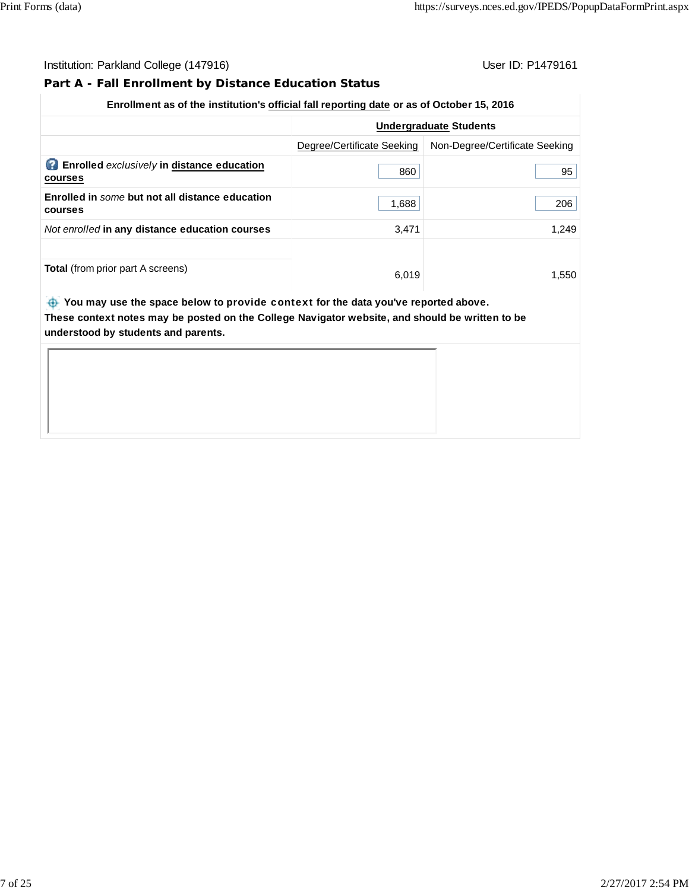Institution: Parkland College (147916) User ID: P1479161

## Part A - Fall Enrollment by Distance Education Status

| Enrollment as of the institution's official fall reporting date or as of October 15, 2016 | | |
|---|---|---|
| | **Undergraduate Students** | |
| | Degree/Certificate Seeking | Non-Degree/Certificate Seeking |
| **Enrolled** *exclusively* **in distance education courses** | 860 | 95 |
| **Enrolled in** *some* **but not all distance education courses** | 1,688 | 206 |
| *Not enrolled* **in any distance education courses** | 3,471 | 1,249 |
| **Total** (from prior part A screens) | 6,019 | 1,550 |

**You may use the space below to provide context for the data you've reported above. These context notes may be posted on the College Navigator website, and should be written to be understood by students and parents.**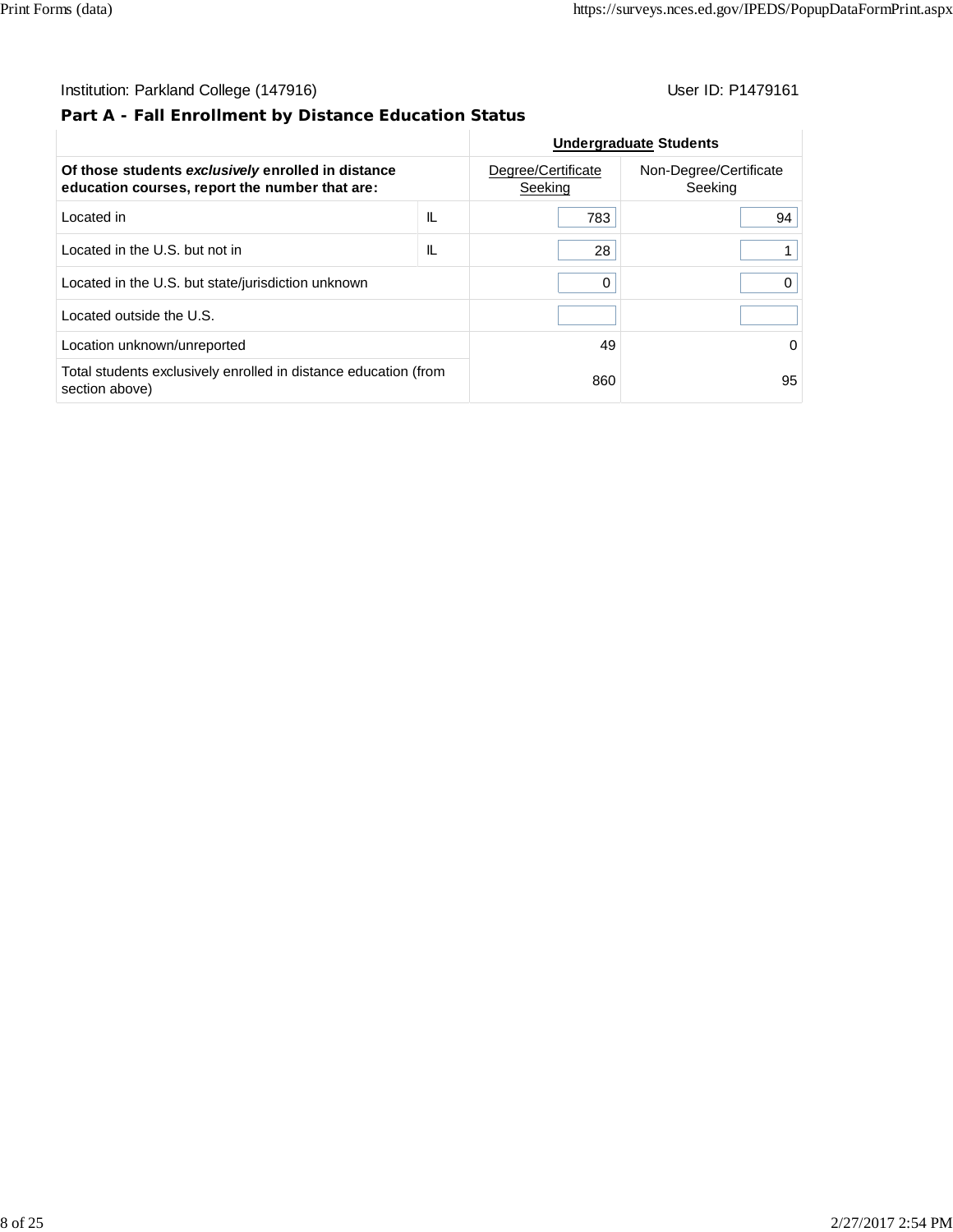Institution: Parkland College (147916) User ID: P1479161

## Part A - Fall Enrollment by Distance Education Status

| | | Undergraduate Students | |
|---|---|---|---|
| **Of those students *exclusively* enrolled in distance education courses, report the number that are:** | | Degree/Certificate Seeking | Non-Degree/Certificate Seeking |
| Located in | IL | 783 | 94 |
| Located in the U.S. but not in | IL | 28 | 1 |
| Located in the U.S. but state/jurisdiction unknown | | 0 | 0 |
| Located outside the U.S. | | | |
| Location unknown/unreported | | 49 | 0 |
| Total students exclusively enrolled in distance education (from section above) | | 860 | 95 |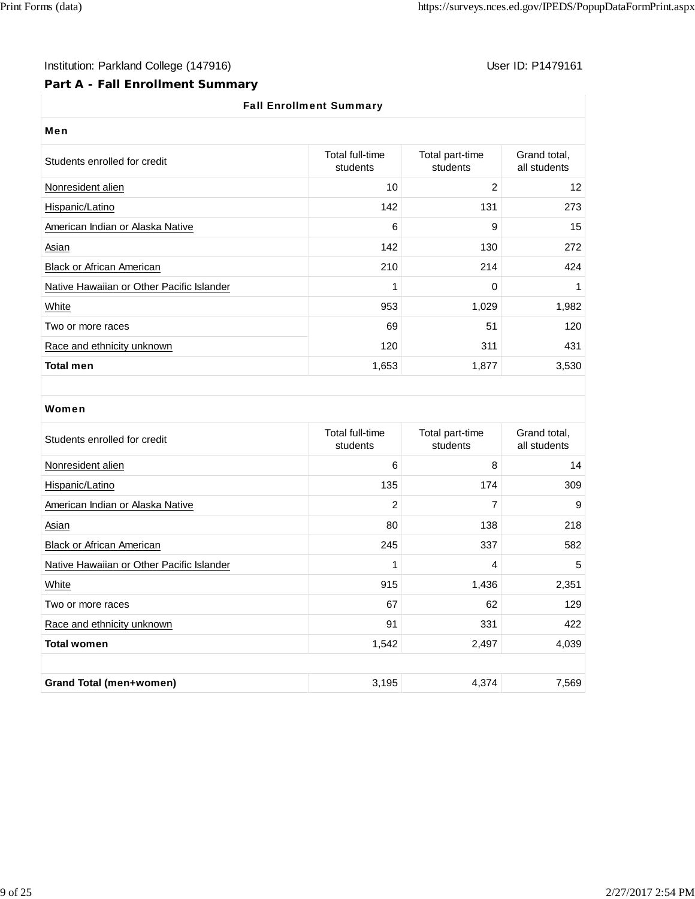Institution: Parkland College (147916) User ID: P1479161

## Part A - Fall Enrollment Summary

| Fall Enrollment Summary | | | |
|---|---|---|---|
| **Men** | | | |
| Students enrolled for credit | Total full-time students | Total part-time students | Grand total, all students |
| Nonresident alien | 10 | 2 | 12 |
| Hispanic/Latino | 142 | 131 | 273 |
| American Indian or Alaska Native | 6 | 9 | 15 |
| Asian | 142 | 130 | 272 |
| Black or African American | 210 | 214 | 424 |
| Native Hawaiian or Other Pacific Islander | 1 | 0 | 1 |
| White | 953 | 1,029 | 1,982 |
| Two or more races | 69 | 51 | 120 |
| Race and ethnicity unknown | 120 | 311 | 431 |
| **Total men** | 1,653 | 1,877 | 3,530 |
| | | | |
| **Women** | | | |
| Students enrolled for credit | Total full-time students | Total part-time students | Grand total, all students |
| Nonresident alien | 6 | 8 | 14 |
| Hispanic/Latino | 135 | 174 | 309 |
| American Indian or Alaska Native | 2 | 7 | 9 |
| Asian | 80 | 138 | 218 |
| Black or African American | 245 | 337 | 582 |
| Native Hawaiian or Other Pacific Islander | 1 | 4 | 5 |
| White | 915 | 1,436 | 2,351 |
| Two or more races | 67 | 62 | 129 |
| Race and ethnicity unknown | 91 | 331 | 422 |
| **Total women** | 1,542 | 2,497 | 4,039 |
| | | | |
| **Grand Total (men+women)** | 3,195 | 4,374 | 7,569 |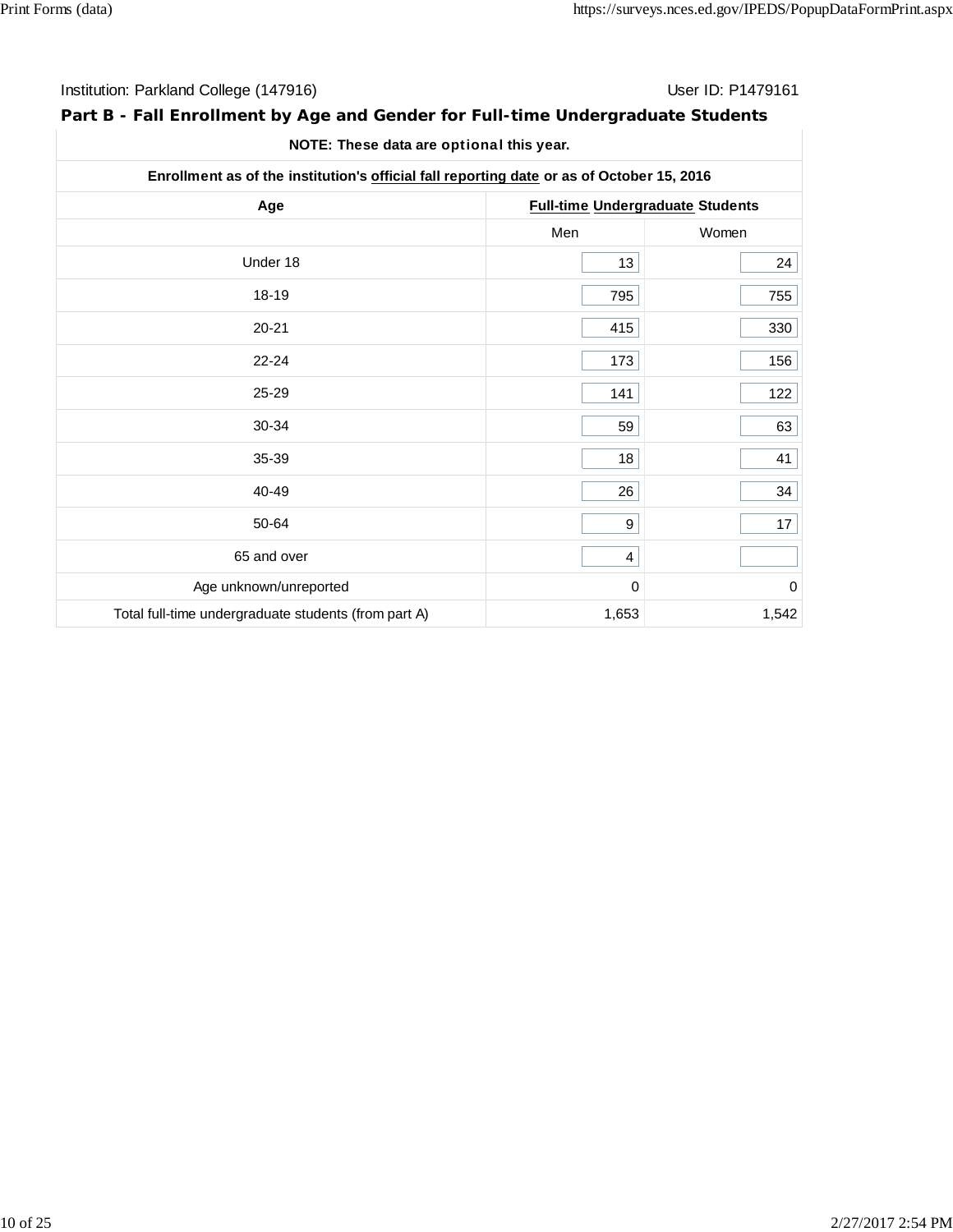Institution: Parkland College (147916)

User ID: P1479161

## Part B - Fall Enrollment by Age and Gender for Full-time Undergraduate Students

| NOTE: These data are optional this year. | | |
|---|---|---|
| Enrollment as of the institution's official fall reporting date or as of October 15, 2016 | | |
| Age | Full-time Undergraduate Students | |
| | Men | Women |
| Under 18 | 13 | 24 |
| 18-19 | 795 | 755 |
| 20-21 | 415 | 330 |
| 22-24 | 173 | 156 |
| 25-29 | 141 | 122 |
| 30-34 | 59 | 63 |
| 35-39 | 18 | 41 |
| 40-49 | 26 | 34 |
| 50-64 | 9 | 17 |
| 65 and over | 4 | |
| Age unknown/unreported | 0 | 0 |
| Total full-time undergraduate students (from part A) | 1,653 | 1,542 |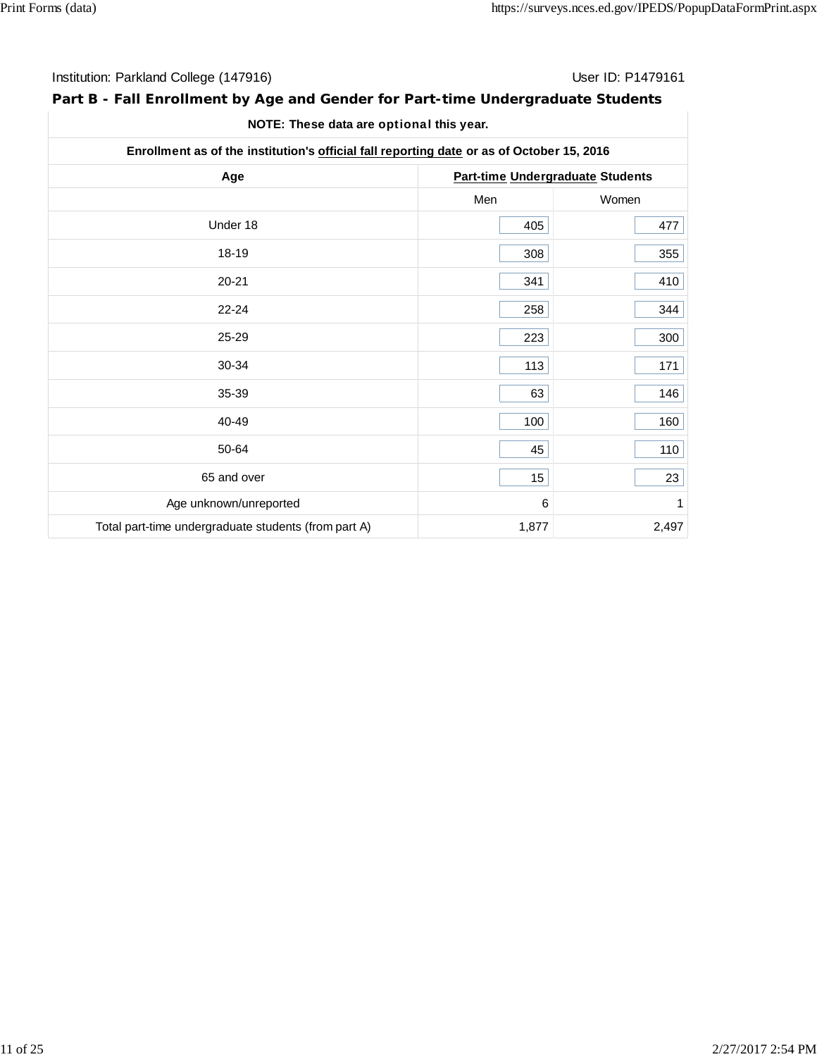Institution: Parkland College (147916)                                                                 User ID: P1479161

## Part B - Fall Enrollment by Age and Gender for Part-time Undergraduate Students

| NOTE: These data are optional this year. | | |
|---|---|---|
| Enrollment as of the institution's official fall reporting date or as of October 15, 2016 | | |
| Age | Part-time Undergraduate Students | |
| | Men | Women |
| Under 18 | 405 | 477 |
| 18-19 | 308 | 355 |
| 20-21 | 341 | 410 |
| 22-24 | 258 | 344 |
| 25-29 | 223 | 300 |
| 30-34 | 113 | 171 |
| 35-39 | 63 | 146 |
| 40-49 | 100 | 160 |
| 50-64 | 45 | 110 |
| 65 and over | 15 | 23 |
| Age unknown/unreported | 6 | 1 |
| Total part-time undergraduate students (from part A) | 1,877 | 2,497 |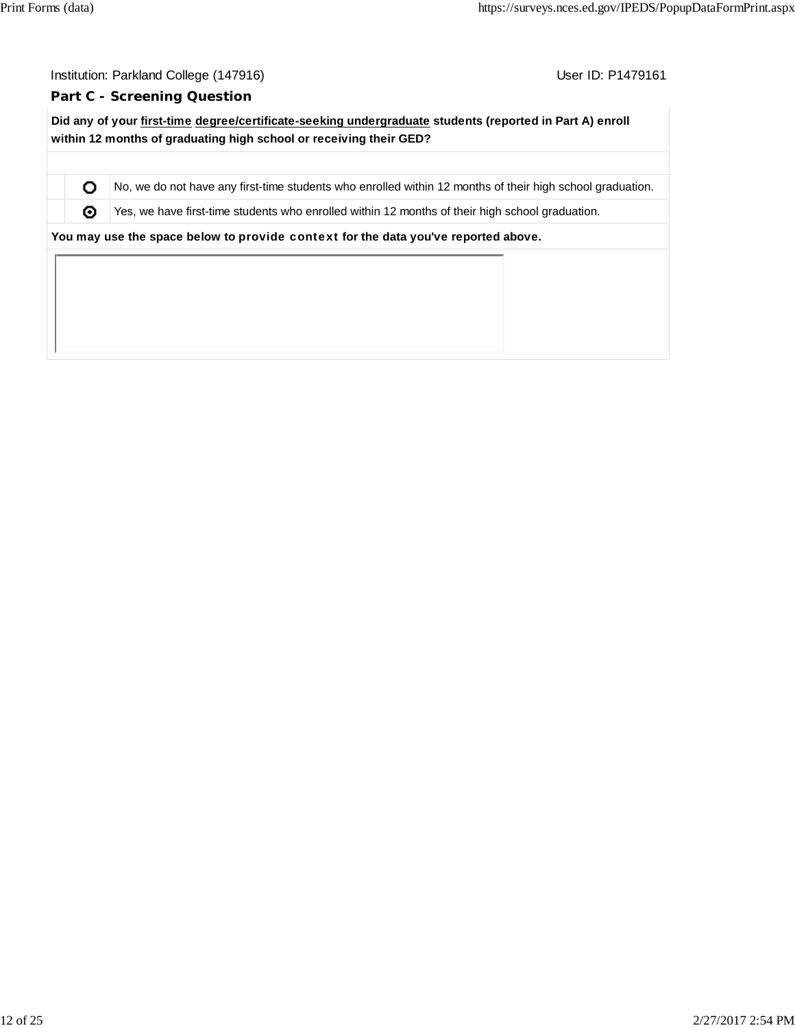Institution: Parkland College (147916) User ID: P1479161

## Part C - Screening Question

**Did any of your first-time degree/certificate-seeking undergraduate students (reported in Part A) enroll within 12 months of graduating high school or receiving their GED?**

| | |
|---|---|
| ○ | No, we do not have any first-time students who enrolled within 12 months of their high school graduation. |
| ◉ | Yes, we have first-time students who enrolled within 12 months of their high school graduation. |

**You may use the space below to provide context for the data you've reported above.**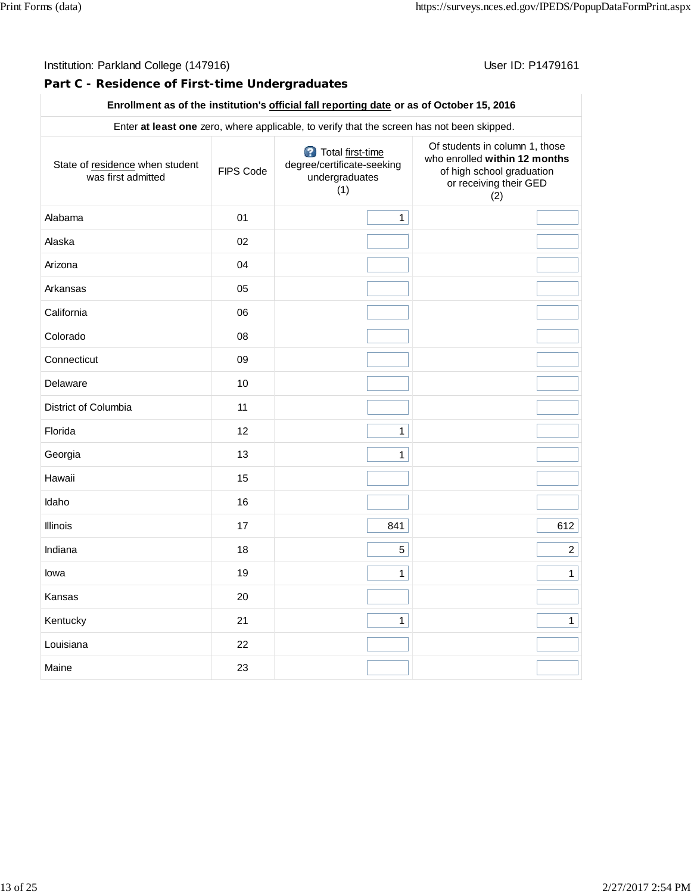Institution: Parkland College (147916)

User ID: P1479161

### Part C - Residence of First-time Undergraduates

**Enrollment as of the institution's official fall reporting date or as of October 15, 2016**

Enter **at least one** zero, where applicable, to verify that the screen has not been skipped.

| State of residence when student was first admitted | FIPS Code | Total first-time degree/certificate-seeking undergraduates (1) | Of students in column 1, those who enrolled **within 12 months** of high school graduation or receiving their GED (2) |
|---|---|---|---|
| Alabama | 01 | 1 | |
| Alaska | 02 | | |
| Arizona | 04 | | |
| Arkansas | 05 | | |
| California | 06 | | |
| Colorado | 08 | | |
| Connecticut | 09 | | |
| Delaware | 10 | | |
| District of Columbia | 11 | | |
| Florida | 12 | 1 | |
| Georgia | 13 | 1 | |
| Hawaii | 15 | | |
| Idaho | 16 | | |
| Illinois | 17 | 841 | 612 |
| Indiana | 18 | 5 | 2 |
| Iowa | 19 | 1 | 1 |
| Kansas | 20 | | |
| Kentucky | 21 | 1 | 1 |
| Louisiana | 22 | | |
| Maine | 23 | | |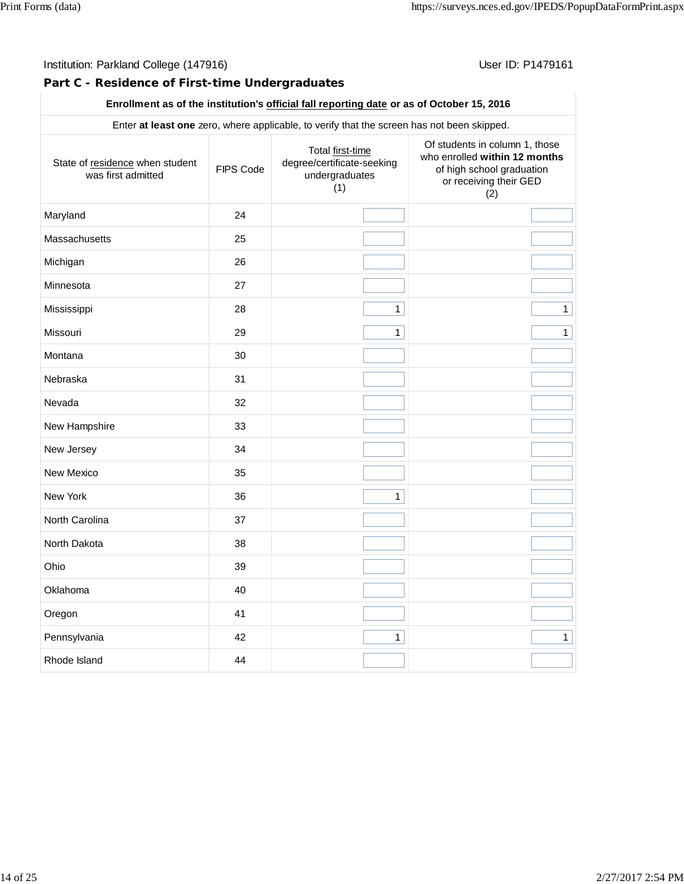Institution: Parkland College (147916)

User ID: P1479161

### Part C - Residence of First-time Undergraduates

| Enrollment as of the institution's official fall reporting date or as of October 15, 2016 | | | |
|---|---|---|---|
| Enter **at least one** zero, where applicable, to verify that the screen has not been skipped. | | | |
| State of residence when student was first admitted | FIPS Code | Total first-time degree/certificate-seeking undergraduates (1) | Of students in column 1, those who enrolled **within 12 months** of high school graduation or receiving their GED (2) |
| Maryland | 24 | | |
| Massachusetts | 25 | | |
| Michigan | 26 | | |
| Minnesota | 27 | | |
| Mississippi | 28 | 1 | 1 |
| Missouri | 29 | 1 | 1 |
| Montana | 30 | | |
| Nebraska | 31 | | |
| Nevada | 32 | | |
| New Hampshire | 33 | | |
| New Jersey | 34 | | |
| New Mexico | 35 | | |
| New York | 36 | 1 | |
| North Carolina | 37 | | |
| North Dakota | 38 | | |
| Ohio | 39 | | |
| Oklahoma | 40 | | |
| Oregon | 41 | | |
| Pennsylvania | 42 | 1 | 1 |
| Rhode Island | 44 | | |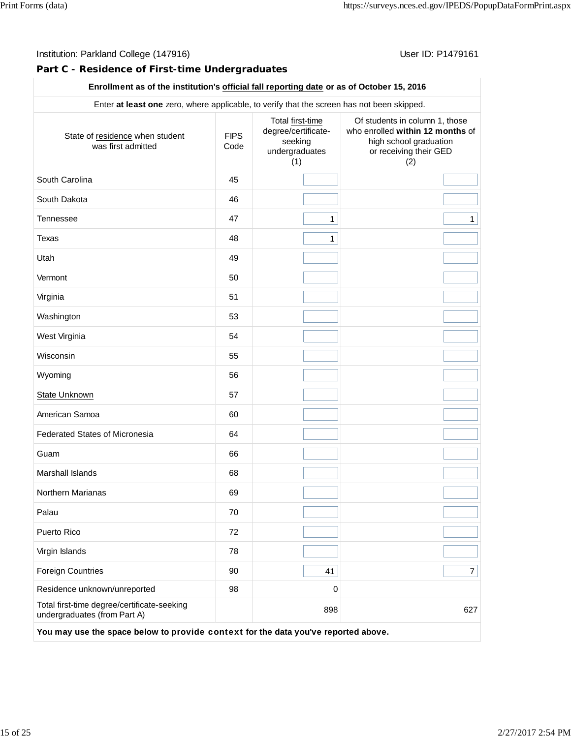Institution: Parkland College (147916) User ID: P1479161

## Part C - Residence of First-time Undergraduates

| Enrollment as of the institution's official fall reporting date or as of October 15, 2016 | | | |
|---|---|---|---|
| Enter **at least one** zero, where applicable, to verify that the screen has not been skipped. | | | |
| State of residence when student was first admitted | FIPS Code | Total first-time degree/certificate-seeking undergraduates (1) | Of students in column 1, those who enrolled **within 12 months** of high school graduation or receiving their GED (2) |
| South Carolina | 45 | | |
| South Dakota | 46 | | |
| Tennessee | 47 | 1 | 1 |
| Texas | 48 | 1 | |
| Utah | 49 | | |
| Vermont | 50 | | |
| Virginia | 51 | | |
| Washington | 53 | | |
| West Virginia | 54 | | |
| Wisconsin | 55 | | |
| Wyoming | 56 | | |
| State Unknown | 57 | | |
| American Samoa | 60 | | |
| Federated States of Micronesia | 64 | | |
| Guam | 66 | | |
| Marshall Islands | 68 | | |
| Northern Marianas | 69 | | |
| Palau | 70 | | |
| Puerto Rico | 72 | | |
| Virgin Islands | 78 | | |
| Foreign Countries | 90 | 41 | 7 |
| Residence unknown/unreported | 98 | 0 | |
| Total first-time degree/certificate-seeking undergraduates (from Part A) | | 898 | 627 |

**You may use the space below to provide context for the data you've reported above.**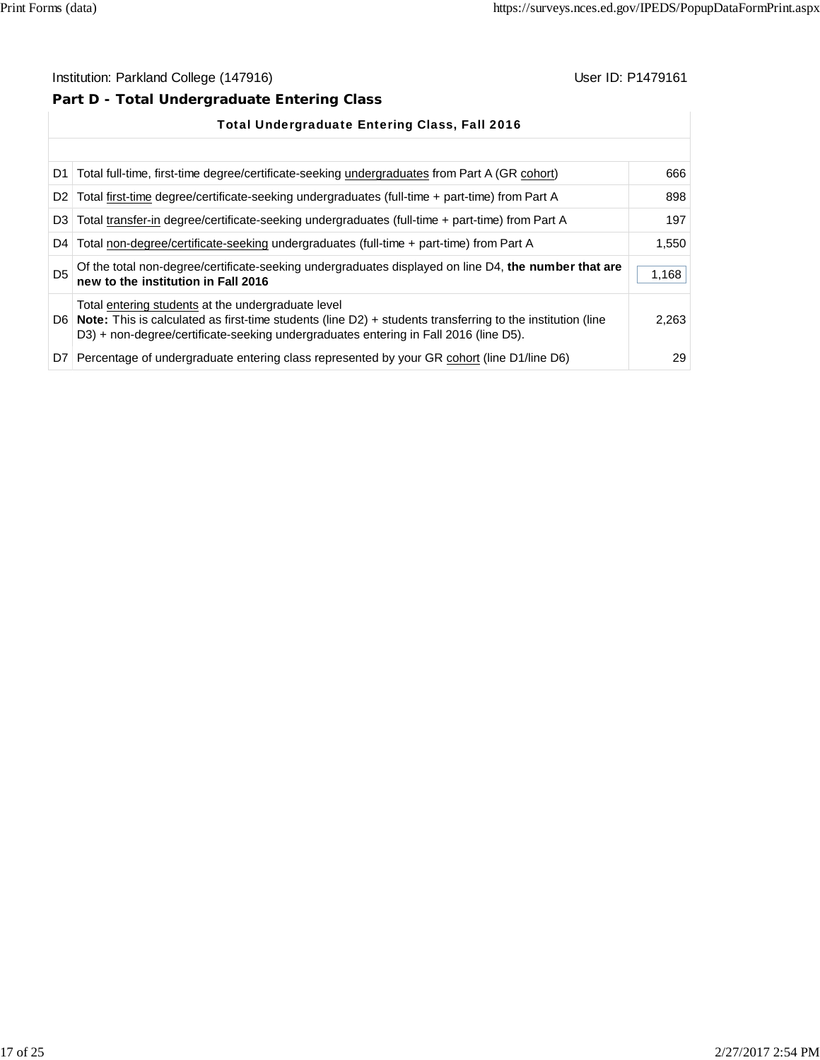Institution: Parkland College (147916) User ID: P1479161

## Part D - Total Undergraduate Entering Class

| Total Undergraduate Entering Class, Fall 2016 | | |
|---|---|---|
| D1 | Total full-time, first-time degree/certificate-seeking undergraduates from Part A (GR cohort) | 666 |
| D2 | Total first-time degree/certificate-seeking undergraduates (full-time + part-time) from Part A | 898 |
| D3 | Total transfer-in degree/certificate-seeking undergraduates (full-time + part-time) from Part A | 197 |
| D4 | Total non-degree/certificate-seeking undergraduates (full-time + part-time) from Part A | 1,550 |
| D5 | Of the total non-degree/certificate-seeking undergraduates displayed on line D4, **the number that are new to the institution in Fall 2016** | 1,168 |
| D6 | Total entering students at the undergraduate level<br>**Note:** This is calculated as first-time students (line D2) + students transferring to the institution (line D3) + non-degree/certificate-seeking undergraduates entering in Fall 2016 (line D5). | 2,263 |
| D7 | Percentage of undergraduate entering class represented by your GR cohort (line D1/line D6) | 29 |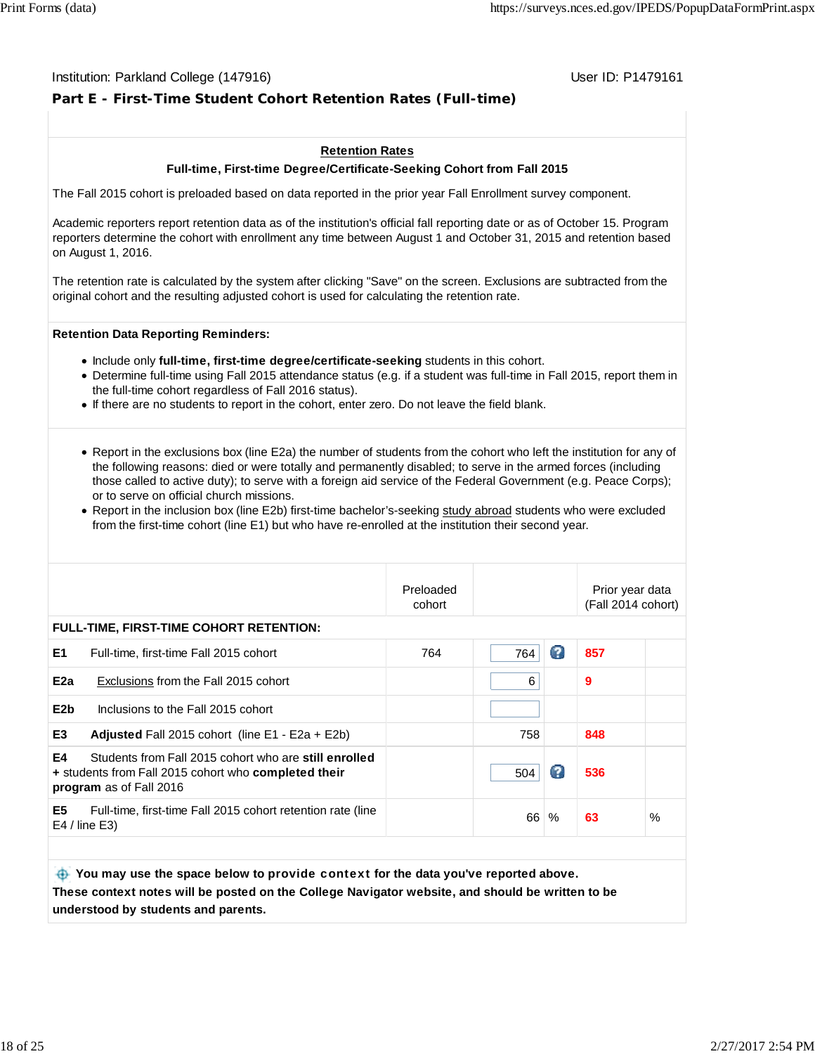Institution: Parkland College (147916)

User ID: P1479161

## Part E - First-Time Student Cohort Retention Rates (Full-time)

### Retention Rates

**Full-time, First-time Degree/Certificate-Seeking Cohort from Fall 2015**

The Fall 2015 cohort is preloaded based on data reported in the prior year Fall Enrollment survey component.

Academic reporters report retention data as of the institution's official fall reporting date or as of October 15. Program reporters determine the cohort with enrollment any time between August 1 and October 31, 2015 and retention based on August 1, 2016.

The retention rate is calculated by the system after clicking "Save" on the screen. Exclusions are subtracted from the original cohort and the resulting adjusted cohort is used for calculating the retention rate.

**Retention Data Reporting Reminders:**

- Include only **full-time, first-time degree/certificate-seeking** students in this cohort.
- Determine full-time using Fall 2015 attendance status (e.g. if a student was full-time in Fall 2015, report them in the full-time cohort regardless of Fall 2016 status).
- If there are no students to report in the cohort, enter zero. Do not leave the field blank.

- Report in the exclusions box (line E2a) the number of students from the cohort who left the institution for any of the following reasons: died or were totally and permanently disabled; to serve in the armed forces (including those called to active duty); to serve with a foreign aid service of the Federal Government (e.g. Peace Corps); or to serve on official church missions.
- Report in the inclusion box (line E2b) first-time bachelor's-seeking study abroad students who were excluded from the first-time cohort (line E1) but who have re-enrolled at the institution their second year.

| | Preloaded cohort | | Prior year data (Fall 2014 cohort) |
|---|---|---|---|
| **FULL-TIME, FIRST-TIME COHORT RETENTION:** | | | |
| **E1** Full-time, first-time Fall 2015 cohort | 764 | 764 | 857 |
| **E2a** Exclusions from the Fall 2015 cohort | | 6 | 9 |
| **E2b** Inclusions to the Fall 2015 cohort | | | |
| **E3** **Adjusted** Fall 2015 cohort (line E1 - E2a + E2b) | | 758 | 848 |
| **E4** Students from Fall 2015 cohort who are **still enrolled** + students from Fall 2015 cohort who **completed their program** as of Fall 2016 | | 504 | 536 |
| **E5** Full-time, first-time Fall 2015 cohort retention rate (line E4 / line E3) | | 66 % | 63 % |

**You may use the space below to provide context for the data you've reported above. These context notes will be posted on the College Navigator website, and should be written to be understood by students and parents.**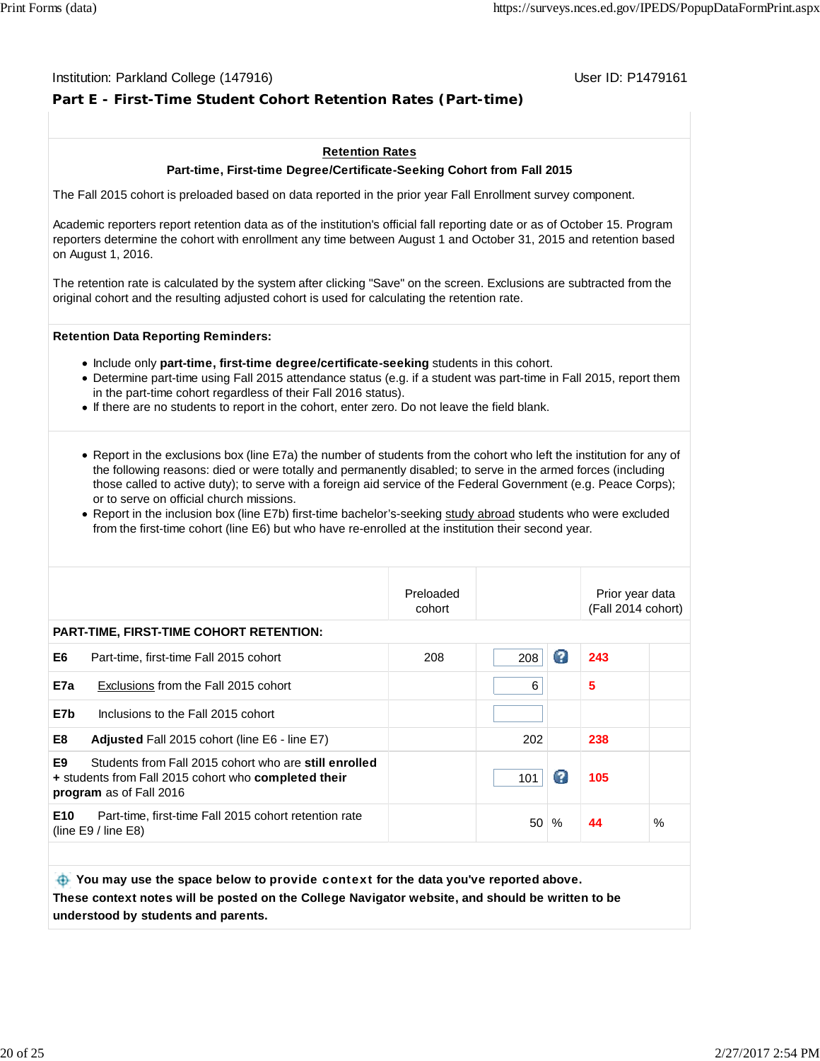Institution: Parkland College (147916)

User ID: P1479161

## Part E - First-Time Student Cohort Retention Rates (Part-time)

### Retention Rates

**Part-time, First-time Degree/Certificate-Seeking Cohort from Fall 2015**

The Fall 2015 cohort is preloaded based on data reported in the prior year Fall Enrollment survey component.

Academic reporters report retention data as of the institution's official fall reporting date or as of October 15. Program reporters determine the cohort with enrollment any time between August 1 and October 31, 2015 and retention based on August 1, 2016.

The retention rate is calculated by the system after clicking "Save" on the screen. Exclusions are subtracted from the original cohort and the resulting adjusted cohort is used for calculating the retention rate.

**Retention Data Reporting Reminders:**

- Include only **part-time, first-time degree/certificate-seeking** students in this cohort.
- Determine part-time using Fall 2015 attendance status (e.g. if a student was part-time in Fall 2015, report them in the part-time cohort regardless of their Fall 2016 status).
- If there are no students to report in the cohort, enter zero. Do not leave the field blank.

- Report in the exclusions box (line E7a) the number of students from the cohort who left the institution for any of the following reasons: died or were totally and permanently disabled; to serve in the armed forces (including those called to active duty); to serve with a foreign aid service of the Federal Government (e.g. Peace Corps); or to serve on official church missions.
- Report in the inclusion box (line E7b) first-time bachelor's-seeking study abroad students who were excluded from the first-time cohort (line E6) but who have re-enrolled at the institution their second year.

| | Preloaded cohort | | Prior year data (Fall 2014 cohort) | |
|---|---|---|---|---|
| **PART-TIME, FIRST-TIME COHORT RETENTION:** | | | | |
| **E6** Part-time, first-time Fall 2015 cohort | 208 | 208 | 243 | |
| **E7a** Exclusions from the Fall 2015 cohort | | 6 | 5 | |
| **E7b** Inclusions to the Fall 2015 cohort | | | | |
| **E8** **Adjusted** Fall 2015 cohort (line E6 - line E7) | | 202 | 238 | |
| **E9** Students from Fall 2015 cohort who are **still enrolled** + students from Fall 2015 cohort who **completed their program** as of Fall 2016 | | 101 | 105 | |
| **E10** Part-time, first-time Fall 2015 cohort retention rate (line E9 / line E8) | | 50 % | 44 | % |

**You may use the space below to provide context for the data you've reported above. These context notes will be posted on the College Navigator website, and should be written to be understood by students and parents.**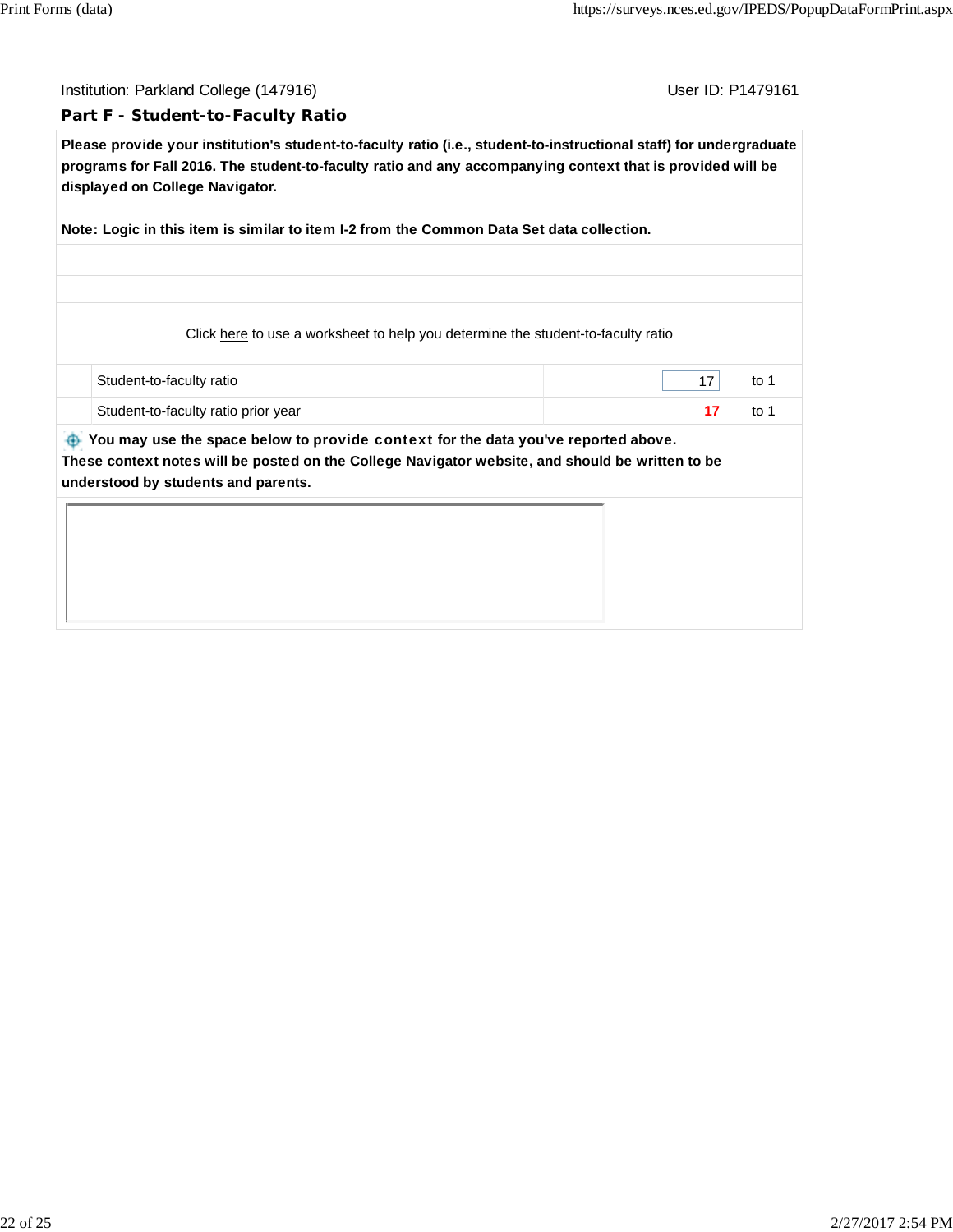Institution: Parkland College (147916)

User ID: P1479161

## Part F - Student-to-Faculty Ratio

**Please provide your institution's student-to-faculty ratio (i.e., student-to-instructional staff) for undergraduate programs for Fall 2016. The student-to-faculty ratio and any accompanying context that is provided will be displayed on College Navigator.**

**Note: Logic in this item is similar to item I-2 from the Common Data Set data collection.**

Click here to use a worksheet to help you determine the student-to-faculty ratio

| | | | |
|---|---|---|---|
| | Student-to-faculty ratio | 17 | to 1 |
| | Student-to-faculty ratio prior year | 17 | to 1 |

**You may use the space below to provide context for the data you've reported above. These context notes will be posted on the College Navigator website, and should be written to be understood by students and parents.**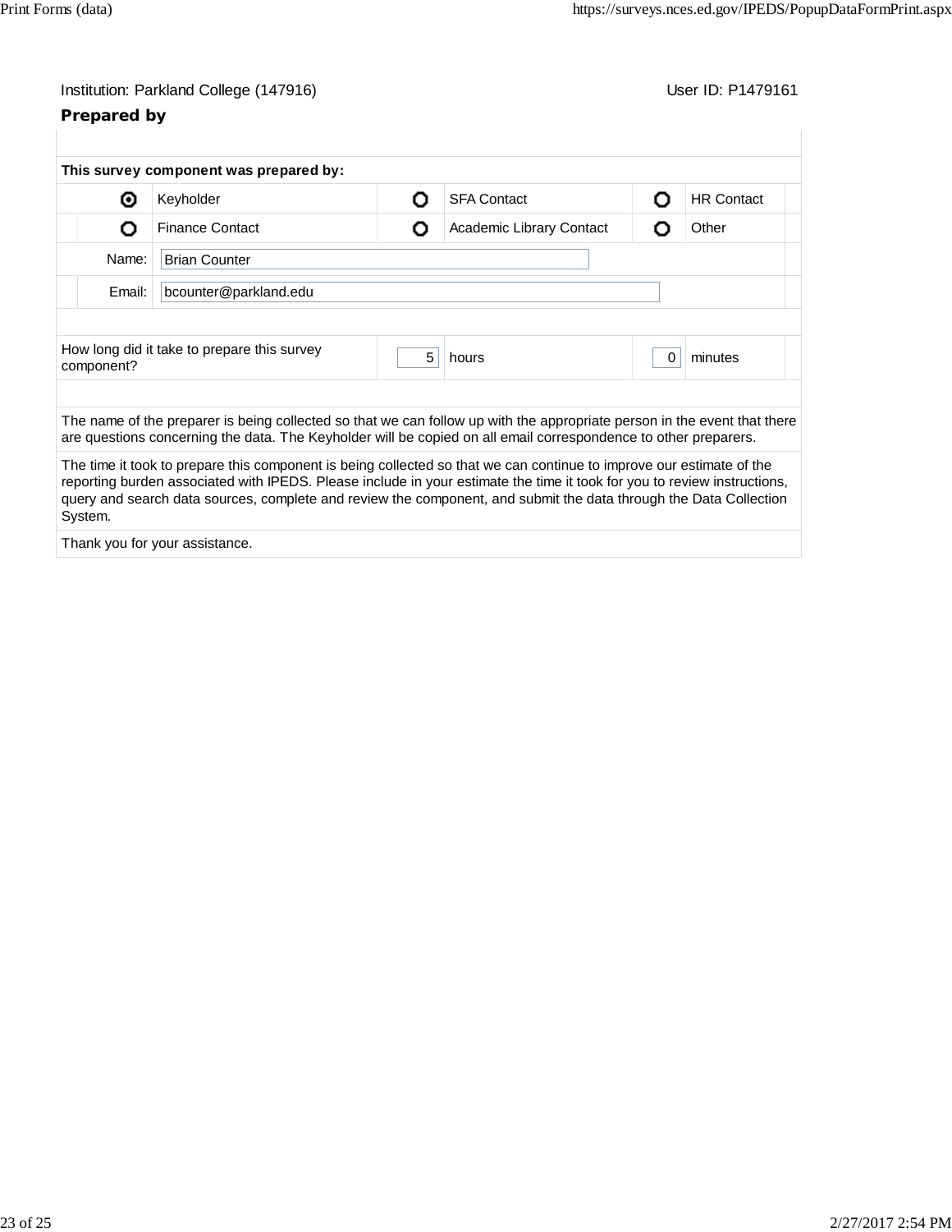Institution: Parkland College (147916)　　　　User ID: P1479161

## Prepared by

**This survey component was prepared by:**

| | | | | | |
|---|---|---|---|---|---|
| ◉ | Keyholder | ○ | SFA Contact | ○ | HR Contact |
| ○ | Finance Contact | ○ | Academic Library Contact | ○ | Other |

Name: Brian Counter

Email: bcounter@parkland.edu

| How long did it take to prepare this survey component? | 5 | hours | 0 | minutes |
|---|---|---|---|---|

The name of the preparer is being collected so that we can follow up with the appropriate person in the event that there are questions concerning the data. The Keyholder will be copied on all email correspondence to other preparers.

The time it took to prepare this component is being collected so that we can continue to improve our estimate of the reporting burden associated with IPEDS. Please include in your estimate the time it took for you to review instructions, query and search data sources, complete and review the component, and submit the data through the Data Collection System.

Thank you for your assistance.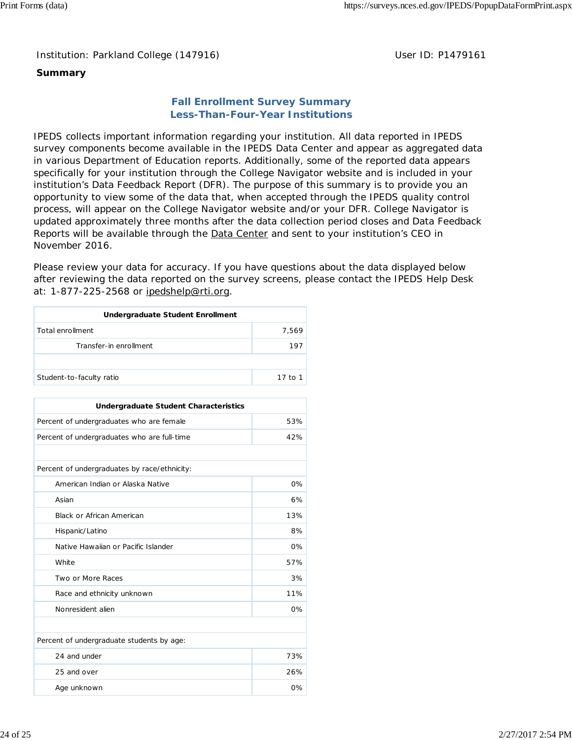Institution: Parkland College (147916) User ID: P1479161

**Summary**

## Fall Enrollment Survey Summary
## Less-Than-Four-Year Institutions

IPEDS collects important information regarding your institution. All data reported in IPEDS survey components become available in the IPEDS Data Center and appear as aggregated data in various Department of Education reports. Additionally, some of the reported data appears specifically for your institution through the College Navigator website and is included in your institution's Data Feedback Report (DFR). The purpose of this summary is to provide you an opportunity to view some of the data that, when accepted through the IPEDS quality control process, will appear on the College Navigator website and/or your DFR. College Navigator is updated approximately three months after the data collection period closes and Data Feedback Reports will be available through the Data Center and sent to your institution's CEO in November 2016.

Please review your data for accuracy. If you have questions about the data displayed below after reviewing the data reported on the survey screens, please contact the IPEDS Help Desk at: 1-877-225-2568 or ipedshelp@rti.org.

| Undergraduate Student Enrollment | |
|---|---|
| Total enrollment | 7,569 |
| Transfer-in enrollment | 197 |
| | |
| Student-to-faculty ratio | 17 to 1 |

| Undergraduate Student Characteristics | |
|---|---|
| Percent of undergraduates who are female | 53% |
| Percent of undergraduates who are full-time | 42% |
| | |
| Percent of undergraduates by race/ethnicity: | |
| American Indian or Alaska Native | 0% |
| Asian | 6% |
| Black or African American | 13% |
| Hispanic/Latino | 8% |
| Native Hawaiian or Pacific Islander | 0% |
| White | 57% |
| Two or More Races | 3% |
| Race and ethnicity unknown | 11% |
| Nonresident alien | 0% |
| | |
| Percent of undergraduate students by age: | |
| 24 and under | 73% |
| 25 and over | 26% |
| Age unknown | 0% |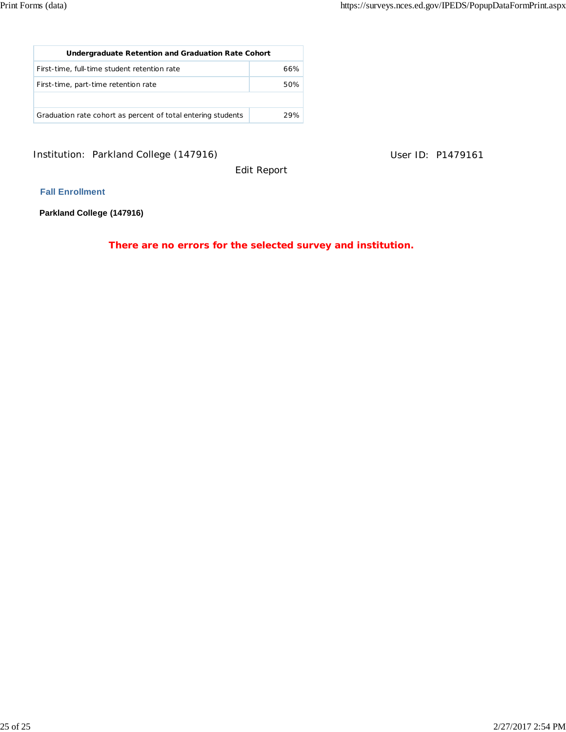| Undergraduate Retention and Graduation Rate Cohort | |
| --- | --- |
| First-time, full-time student retention rate | 66% |
| First-time, part-time retention rate | 50% |
| | |
| Graduation rate cohort as percent of total entering students | 29% |

Institution: Parkland College (147916)

User ID: P1479161

Edit Report

**Fall Enrollment**

**Parkland College (147916)**

**There are no errors for the selected survey and institution.**